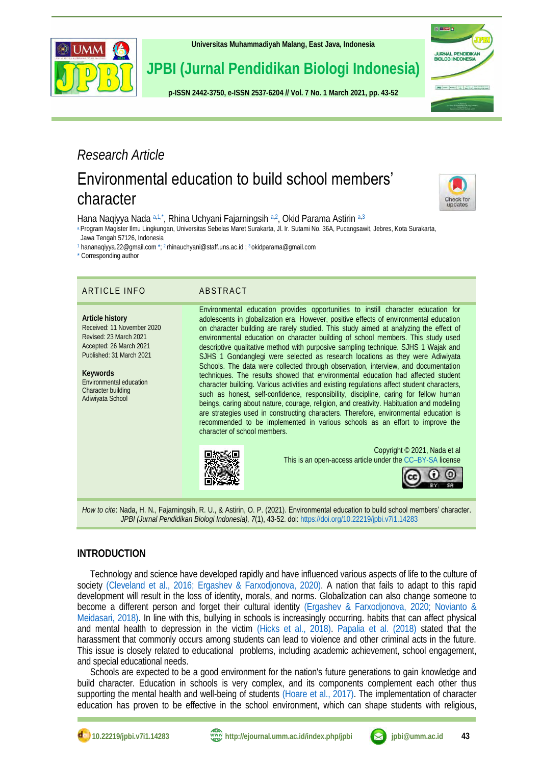Research Article

# Environmental education to build school members' character

Hana Naqiyya Nada [a,1,*], Rhina Uchyani Fajarningsih [a,2], Okid Parama Astirin [a,3]

[a] Program Magister Ilmu Lingkungan, Universitas Sebelas Maret Surakarta, Jl. Ir. Sutami No. 36A, Pucangsawit, Jebres, Kota Surakarta, Jawa Tengah 57126, Indonesia

[1] hananaqiyya.22@gmail.com *; [2] rhinauchyani@staff.uns.ac.id ; [3] okidparama@gmail.com

\* Corresponding author

## ARTICLE INFO

**Article history**
Received: 11 November 2020
Revised: 23 March 2021
Accepted: 26 March 2021
Published: 31 March 2021

**Keywords**
Environmental education
Character building
Adiwiyata School

## ABSTRACT

Environmental education provides opportunities to instill character education for adolescents in globalization era. However, positive effects of environmental education on character building are rarely studied. This study aimed at analyzing the effect of environmental education on character building of school members. This study used descriptive qualitative method with purposive sampling technique. SJHS 1 Wajak and SJHS 1 Gondanglegi were selected as research locations as they were Adiwiyata Schools. The data were collected through observation, interview, and documentation techniques. The results showed that environmental education had affected student character building. Various activities and existing regulations affect student characters, such as honest, self-confidence, responsibility, discipline, caring for fellow human beings, caring about nature, courage, religion, and creativity. Habituation and modeling are strategies used in constructing characters. Therefore, environmental education is recommended to be implemented in various schools as an effort to improve the character of school members.

Copyright © 2021, Nada et al
This is an open-access article under the CC–BY-SA license

*How to cite*: Nada, H. N., Fajarningsih, R. U., & Astirin, O. P. (2021). Environmental education to build school members' character. *JPBI (Jurnal Pendidikan Biologi Indonesia), 7*(1), 43-52. doi: https://doi.org/10.22219/jpbi.v7i1.14283

## INTRODUCTION

Technology and science have developed rapidly and have influenced various aspects of life to the culture of society (Cleveland et al., 2016; Ergashev & Farxodjonova, 2020). A nation that fails to adapt to this rapid development will result in the loss of identity, morals, and norms. Globalization can also change someone to become a different person and forget their cultural identity (Ergashev & Farxodjonova, 2020; Novianto & Meidasari, 2018). In line with this, bullying in schools is increasingly occurring. habits that can affect physical and mental health to depression in the victim (Hicks et al., 2018). Papalia et al. (2018) stated that the harassment that commonly occurs among students can lead to violence and other criminal acts in the future. This issue is closely related to educational problems, including academic achievement, school engagement, and special educational needs.

Schools are expected to be a good environment for the nation's future generations to gain knowledge and build character. Education in schools is very complex, and its components complement each other thus supporting the mental health and well-being of students (Hoare et al., 2017). The implementation of character education has proven to be effective in the school environment, which can shape students with religious,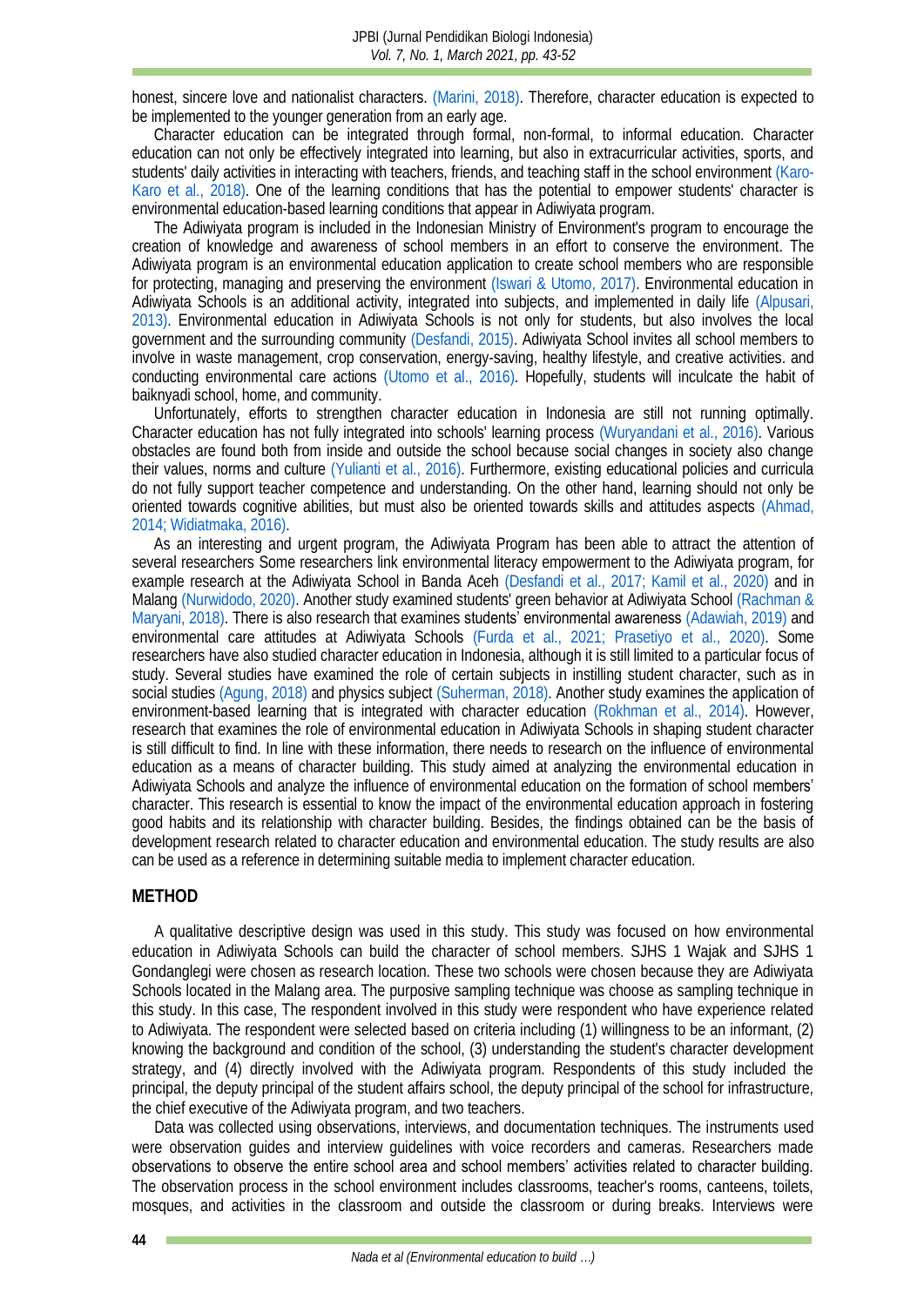honest, sincere love and nationalist characters. (Marini, 2018). Therefore, character education is expected to be implemented to the younger generation from an early age.

Character education can be integrated through formal, non-formal, to informal education. Character education can not only be effectively integrated into learning, but also in extracurricular activities, sports, and students' daily activities in interacting with teachers, friends, and teaching staff in the school environment (Karo-Karo et al., 2018). One of the learning conditions that has the potential to empower students' character is environmental education-based learning conditions that appear in Adiwiyata program.

The Adiwiyata program is included in the Indonesian Ministry of Environment's program to encourage the creation of knowledge and awareness of school members in an effort to conserve the environment. The Adiwiyata program is an environmental education application to create school members who are responsible for protecting, managing and preserving the environment (Iswari & Utomo, 2017). Environmental education in Adiwiyata Schools is an additional activity, integrated into subjects, and implemented in daily life (Alpusari, 2013). Environmental education in Adiwiyata Schools is not only for students, but also involves the local government and the surrounding community (Desfandi, 2015). Adiwiyata School invites all school members to involve in waste management, crop conservation, energy-saving, healthy lifestyle, and creative activities. and conducting environmental care actions (Utomo et al., 2016). Hopefully, students will inculcate the habit of baiknyadi school, home, and community.

Unfortunately, efforts to strengthen character education in Indonesia are still not running optimally. Character education has not fully integrated into schools' learning process (Wuryandani et al., 2016). Various obstacles are found both from inside and outside the school because social changes in society also change their values, norms and culture (Yulianti et al., 2016). Furthermore, existing educational policies and curricula do not fully support teacher competence and understanding. On the other hand, learning should not only be oriented towards cognitive abilities, but must also be oriented towards skills and attitudes aspects (Ahmad, 2014; Widiatmaka, 2016).

As an interesting and urgent program, the Adiwiyata Program has been able to attract the attention of several researchers Some researchers link environmental literacy empowerment to the Adiwiyata program, for example research at the Adiwiyata School in Banda Aceh (Desfandi et al., 2017; Kamil et al., 2020) and in Malang (Nurwidodo, 2020). Another study examined students' green behavior at Adiwiyata School (Rachman & Maryani, 2018). There is also research that examines students' environmental awareness (Adawiah, 2019) and environmental care attitudes at Adiwiyata Schools (Furda et al., 2021; Prasetiyo et al., 2020). Some researchers have also studied character education in Indonesia, although it is still limited to a particular focus of study. Several studies have examined the role of certain subjects in instilling student character, such as in social studies (Agung, 2018) and physics subject (Suherman, 2018). Another study examines the application of environment-based learning that is integrated with character education (Rokhman et al., 2014). However, research that examines the role of environmental education in Adiwiyata Schools in shaping student character is still difficult to find. In line with these information, there needs to research on the influence of environmental education as a means of character building. This study aimed at analyzing the environmental education in Adiwiyata Schools and analyze the influence of environmental education on the formation of school members' character. This research is essential to know the impact of the environmental education approach in fostering good habits and its relationship with character building. Besides, the findings obtained can be the basis of development research related to character education and environmental education. The study results are also can be used as a reference in determining suitable media to implement character education.

## METHOD

A qualitative descriptive design was used in this study. This study was focused on how environmental education in Adiwiyata Schools can build the character of school members. SJHS 1 Wajak and SJHS 1 Gondanglegi were chosen as research location. These two schools were chosen because they are Adiwiyata Schools located in the Malang area. The purposive sampling technique was choose as sampling technique in this study. In this case, The respondent involved in this study were respondent who have experience related to Adiwiyata. The respondent were selected based on criteria including (1) willingness to be an informant, (2) knowing the background and condition of the school, (3) understanding the student's character development strategy, and (4) directly involved with the Adiwiyata program. Respondents of this study included the principal, the deputy principal of the student affairs school, the deputy principal of the school for infrastructure, the chief executive of the Adiwiyata program, and two teachers.

Data was collected using observations, interviews, and documentation techniques. The instruments used were observation guides and interview guidelines with voice recorders and cameras. Researchers made observations to observe the entire school area and school members' activities related to character building. The observation process in the school environment includes classrooms, teacher's rooms, canteens, toilets, mosques, and activities in the classroom and outside the classroom or during breaks. Interviews were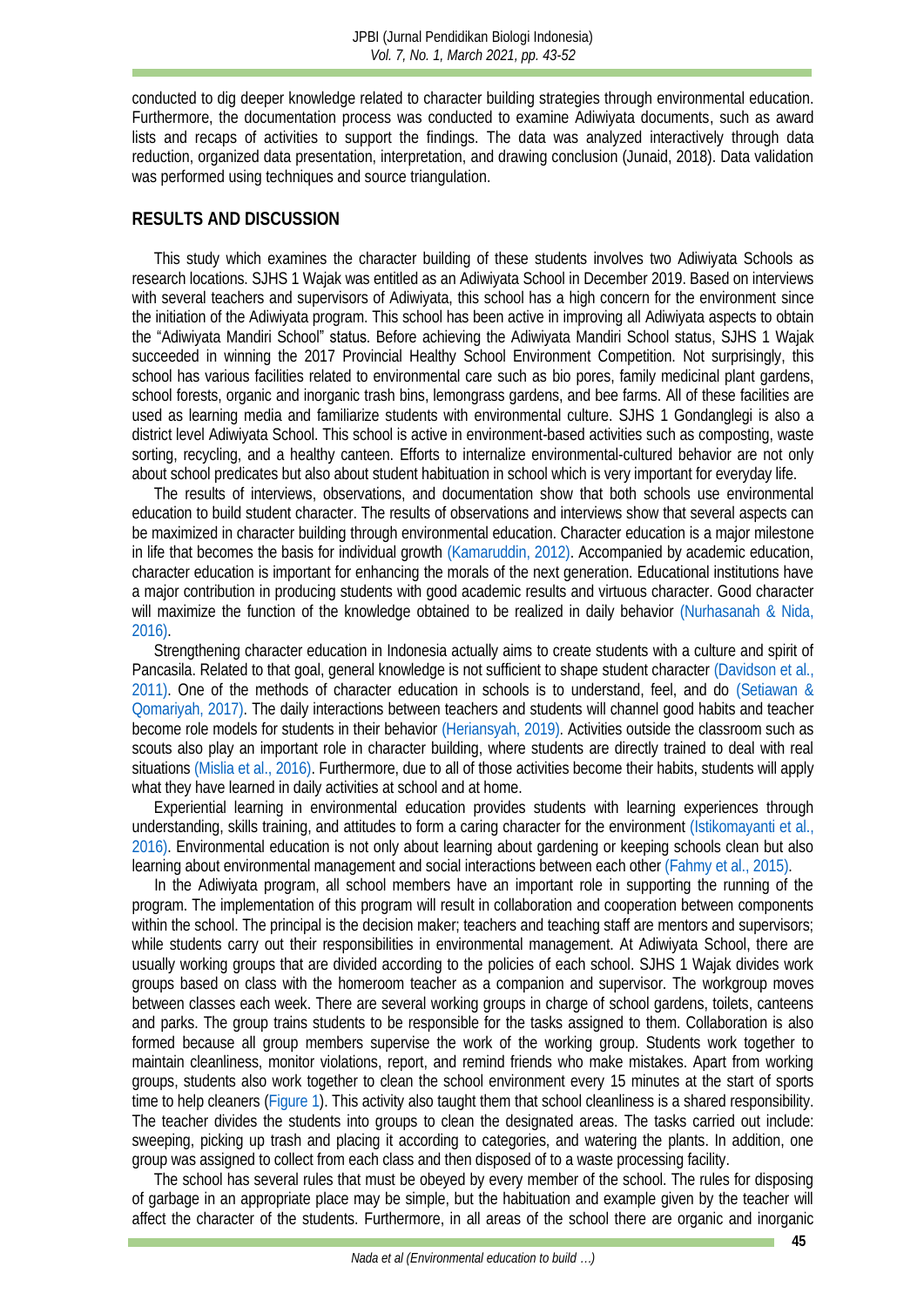conducted to dig deeper knowledge related to character building strategies through environmental education. Furthermore, the documentation process was conducted to examine Adiwiyata documents, such as award lists and recaps of activities to support the findings. The data was analyzed interactively through data reduction, organized data presentation, interpretation, and drawing conclusion (Junaid, 2018). Data validation was performed using techniques and source triangulation.

## RESULTS AND DISCUSSION

This study which examines the character building of these students involves two Adiwiyata Schools as research locations. SJHS 1 Wajak was entitled as an Adiwiyata School in December 2019. Based on interviews with several teachers and supervisors of Adiwiyata, this school has a high concern for the environment since the initiation of the Adiwiyata program. This school has been active in improving all Adiwiyata aspects to obtain the "Adiwiyata Mandiri School" status. Before achieving the Adiwiyata Mandiri School status, SJHS 1 Wajak succeeded in winning the 2017 Provincial Healthy School Environment Competition. Not surprisingly, this school has various facilities related to environmental care such as bio pores, family medicinal plant gardens, school forests, organic and inorganic trash bins, lemongrass gardens, and bee farms. All of these facilities are used as learning media and familiarize students with environmental culture. SJHS 1 Gondanglegi is also a district level Adiwiyata School. This school is active in environment-based activities such as composting, waste sorting, recycling, and a healthy canteen. Efforts to internalize environmental-cultured behavior are not only about school predicates but also about student habituation in school which is very important for everyday life.

The results of interviews, observations, and documentation show that both schools use environmental education to build student character. The results of observations and interviews show that several aspects can be maximized in character building through environmental education. Character education is a major milestone in life that becomes the basis for individual growth (Kamaruddin, 2012). Accompanied by academic education, character education is important for enhancing the morals of the next generation. Educational institutions have a major contribution in producing students with good academic results and virtuous character. Good character will maximize the function of the knowledge obtained to be realized in daily behavior (Nurhasanah & Nida, 2016).

Strengthening character education in Indonesia actually aims to create students with a culture and spirit of Pancasila. Related to that goal, general knowledge is not sufficient to shape student character (Davidson et al., 2011). One of the methods of character education in schools is to understand, feel, and do (Setiawan & Qomariyah, 2017). The daily interactions between teachers and students will channel good habits and teacher become role models for students in their behavior (Heriansyah, 2019). Activities outside the classroom such as scouts also play an important role in character building, where students are directly trained to deal with real situations (Mislia et al., 2016). Furthermore, due to all of those activities become their habits, students will apply what they have learned in daily activities at school and at home.

Experiential learning in environmental education provides students with learning experiences through understanding, skills training, and attitudes to form a caring character for the environment (Istikomayanti et al., 2016). Environmental education is not only about learning about gardening or keeping schools clean but also learning about environmental management and social interactions between each other (Fahmy et al., 2015).

In the Adiwiyata program, all school members have an important role in supporting the running of the program. The implementation of this program will result in collaboration and cooperation between components within the school. The principal is the decision maker; teachers and teaching staff are mentors and supervisors; while students carry out their responsibilities in environmental management. At Adiwiyata School, there are usually working groups that are divided according to the policies of each school. SJHS 1 Wajak divides work groups based on class with the homeroom teacher as a companion and supervisor. The workgroup moves between classes each week. There are several working groups in charge of school gardens, toilets, canteens and parks. The group trains students to be responsible for the tasks assigned to them. Collaboration is also formed because all group members supervise the work of the working group. Students work together to maintain cleanliness, monitor violations, report, and remind friends who make mistakes. Apart from working groups, students also work together to clean the school environment every 15 minutes at the start of sports time to help cleaners (Figure 1). This activity also taught them that school cleanliness is a shared responsibility. The teacher divides the students into groups to clean the designated areas. The tasks carried out include: sweeping, picking up trash and placing it according to categories, and watering the plants. In addition, one group was assigned to collect from each class and then disposed of to a waste processing facility.

The school has several rules that must be obeyed by every member of the school. The rules for disposing of garbage in an appropriate place may be simple, but the habituation and example given by the teacher will affect the character of the students. Furthermore, in all areas of the school there are organic and inorganic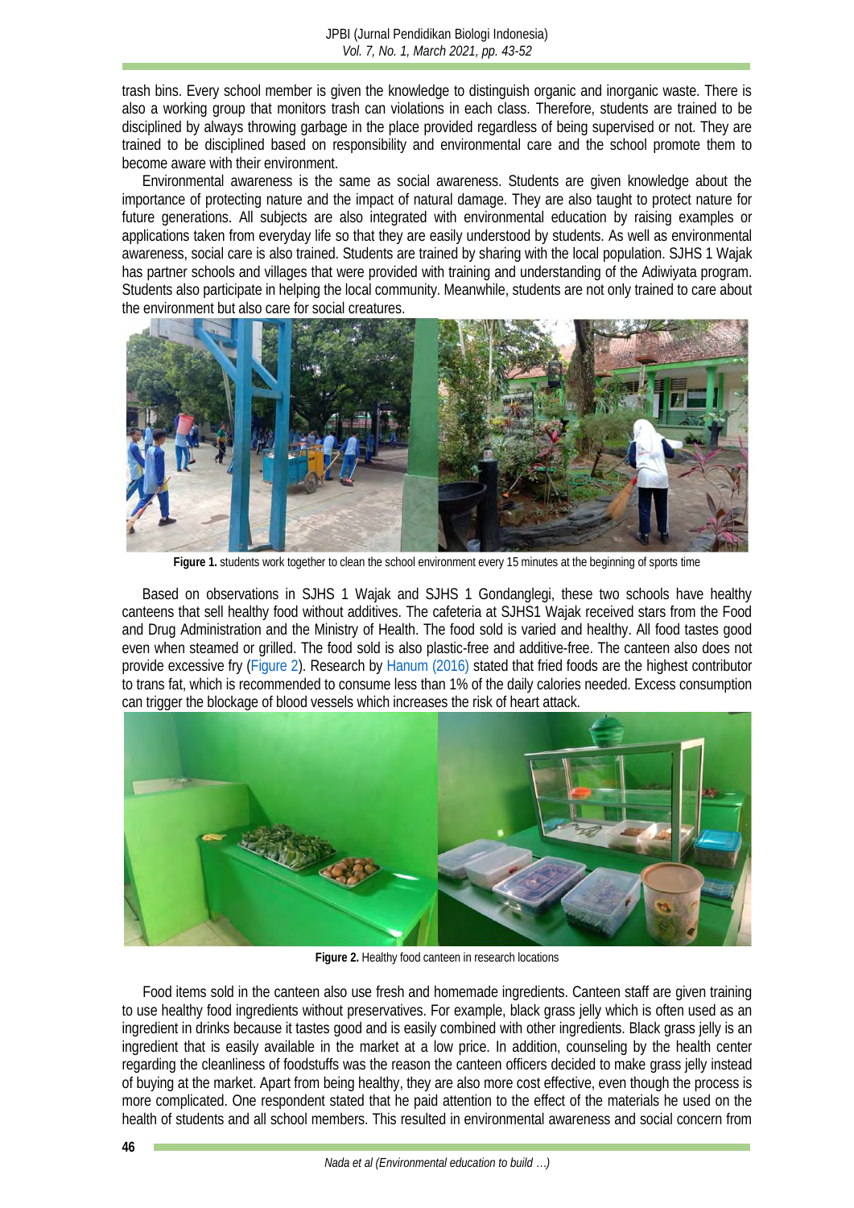trash bins. Every school member is given the knowledge to distinguish organic and inorganic waste. There is also a working group that monitors trash can violations in each class. Therefore, students are trained to be disciplined by always throwing garbage in the place provided regardless of being supervised or not. They are trained to be disciplined based on responsibility and environmental care and the school promote them to become aware with their environment.

Environmental awareness is the same as social awareness. Students are given knowledge about the importance of protecting nature and the impact of natural damage. They are also taught to protect nature for future generations. All subjects are also integrated with environmental education by raising examples or applications taken from everyday life so that they are easily understood by students. As well as environmental awareness, social care is also trained. Students are trained by sharing with the local population. SJHS 1 Wajak has partner schools and villages that were provided with training and understanding of the Adiwiyata program. Students also participate in helping the local community. Meanwhile, students are not only trained to care about the environment but also care for social creatures.

**Figure 1.** students work together to clean the school environment every 15 minutes at the beginning of sports time

Based on observations in SJHS 1 Wajak and SJHS 1 Gondanglegi, these two schools have healthy canteens that sell healthy food without additives. The cafeteria at SJHS1 Wajak received stars from the Food and Drug Administration and the Ministry of Health. The food sold is varied and healthy. All food tastes good even when steamed or grilled. The food sold is also plastic-free and additive-free. The canteen also does not provide excessive fry (Figure 2). Research by Hanum (2016) stated that fried foods are the highest contributor to trans fat, which is recommended to consume less than 1% of the daily calories needed. Excess consumption can trigger the blockage of blood vessels which increases the risk of heart attack.

**Figure 2.** Healthy food canteen in research locations

Food items sold in the canteen also use fresh and homemade ingredients. Canteen staff are given training to use healthy food ingredients without preservatives. For example, black grass jelly which is often used as an ingredient in drinks because it tastes good and is easily combined with other ingredients. Black grass jelly is an ingredient that is easily available in the market at a low price. In addition, counseling by the health center regarding the cleanliness of foodstuffs was the reason the canteen officers decided to make grass jelly instead of buying at the market. Apart from being healthy, they are also more cost effective, even though the process is more complicated. One respondent stated that he paid attention to the effect of the materials he used on the health of students and all school members. This resulted in environmental awareness and social concern from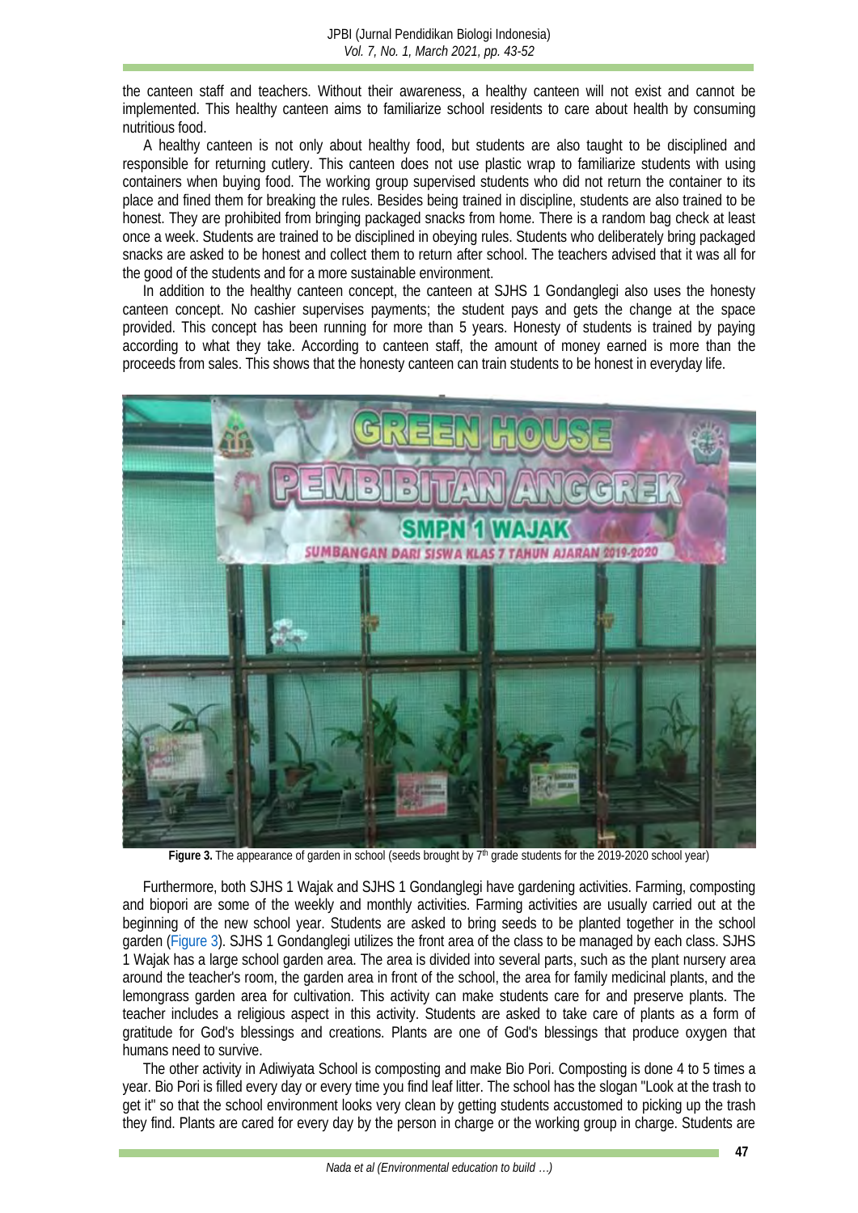the canteen staff and teachers. Without their awareness, a healthy canteen will not exist and cannot be implemented. This healthy canteen aims to familiarize school residents to care about health by consuming nutritious food.

A healthy canteen is not only about healthy food, but students are also taught to be disciplined and responsible for returning cutlery. This canteen does not use plastic wrap to familiarize students with using containers when buying food. The working group supervised students who did not return the container to its place and fined them for breaking the rules. Besides being trained in discipline, students are also trained to be honest. They are prohibited from bringing packaged snacks from home. There is a random bag check at least once a week. Students are trained to be disciplined in obeying rules. Students who deliberately bring packaged snacks are asked to be honest and collect them to return after school. The teachers advised that it was all for the good of the students and for a more sustainable environment.

In addition to the healthy canteen concept, the canteen at SJHS 1 Gondanglegi also uses the honesty canteen concept. No cashier supervises payments; the student pays and gets the change at the space provided. This concept has been running for more than 5 years. Honesty of students is trained by paying according to what they take. According to canteen staff, the amount of money earned is more than the proceeds from sales. This shows that the honesty canteen can train students to be honest in everyday life.

**Figure 3.** The appearance of garden in school (seeds brought by 7th grade students for the 2019-2020 school year)

Furthermore, both SJHS 1 Wajak and SJHS 1 Gondanglegi have gardening activities. Farming, composting and biopori are some of the weekly and monthly activities. Farming activities are usually carried out at the beginning of the new school year. Students are asked to bring seeds to be planted together in the school garden (Figure 3). SJHS 1 Gondanglegi utilizes the front area of the class to be managed by each class. SJHS 1 Wajak has a large school garden area. The area is divided into several parts, such as the plant nursery area around the teacher's room, the garden area in front of the school, the area for family medicinal plants, and the lemongrass garden area for cultivation. This activity can make students care for and preserve plants. The teacher includes a religious aspect in this activity. Students are asked to take care of plants as a form of gratitude for God's blessings and creations. Plants are one of God's blessings that produce oxygen that humans need to survive.

The other activity in Adiwiyata School is composting and make Bio Pori. Composting is done 4 to 5 times a year. Bio Pori is filled every day or every time you find leaf litter. The school has the slogan "Look at the trash to get it" so that the school environment looks very clean by getting students accustomed to picking up the trash they find. Plants are cared for every day by the person in charge or the working group in charge. Students are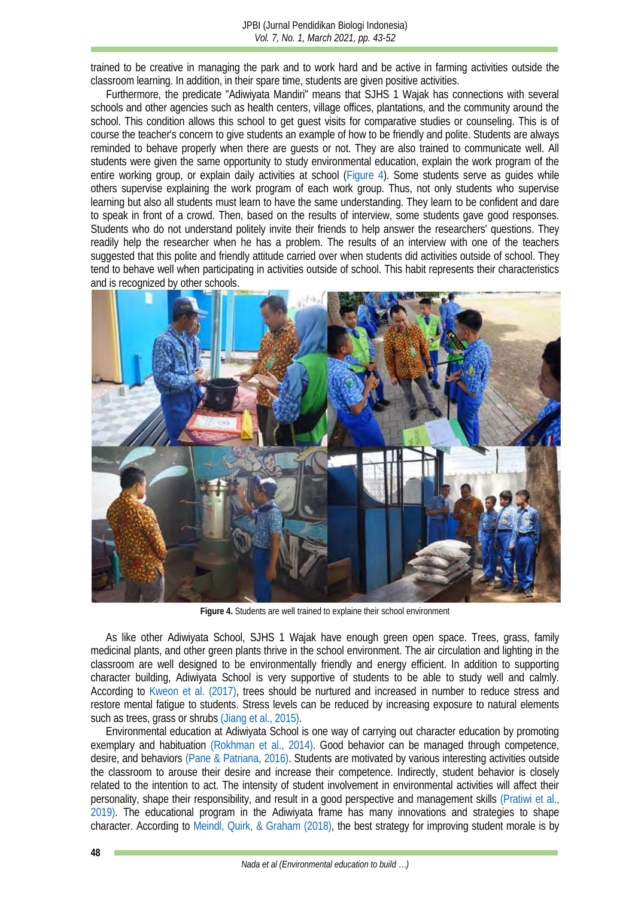trained to be creative in managing the park and to work hard and be active in farming activities outside the classroom learning. In addition, in their spare time, students are given positive activities.

Furthermore, the predicate "Adiwiyata Mandiri" means that SJHS 1 Wajak has connections with several schools and other agencies such as health centers, village offices, plantations, and the community around the school. This condition allows this school to get guest visits for comparative studies or counseling. This is of course the teacher's concern to give students an example of how to be friendly and polite. Students are always reminded to behave properly when there are guests or not. They are also trained to communicate well. All students were given the same opportunity to study environmental education, explain the work program of the entire working group, or explain daily activities at school (Figure 4). Some students serve as guides while others supervise explaining the work program of each work group. Thus, not only students who supervise learning but also all students must learn to have the same understanding. They learn to be confident and dare to speak in front of a crowd. Then, based on the results of interview, some students gave good responses. Students who do not understand politely invite their friends to help answer the researchers' questions. They readily help the researcher when he has a problem. The results of an interview with one of the teachers suggested that this polite and friendly attitude carried over when students did activities outside of school. They tend to behave well when participating in activities outside of school. This habit represents their characteristics and is recognized by other schools.

**Figure 4.** Students are well trained to explaine their school environment

As like other Adiwiyata School, SJHS 1 Wajak have enough green open space. Trees, grass, family medicinal plants, and other green plants thrive in the school environment. The air circulation and lighting in the classroom are well designed to be environmentally friendly and energy efficient. In addition to supporting character building, Adiwiyata School is very supportive of students to be able to study well and calmly. According to Kweon et al. (2017), trees should be nurtured and increased in number to reduce stress and restore mental fatigue to students. Stress levels can be reduced by increasing exposure to natural elements such as trees, grass or shrubs (Jiang et al., 2015).

Environmental education at Adiwiyata School is one way of carrying out character education by promoting exemplary and habituation (Rokhman et al., 2014). Good behavior can be managed through competence, desire, and behaviors (Pane & Patriana, 2016). Students are motivated by various interesting activities outside the classroom to arouse their desire and increase their competence. Indirectly, student behavior is closely related to the intention to act. The intensity of student involvement in environmental activities will affect their personality, shape their responsibility, and result in a good perspective and management skills (Pratiwi et al., 2019). The educational program in the Adiwiyata frame has many innovations and strategies to shape character. According to Meindl, Quirk, & Graham (2018), the best strategy for improving student morale is by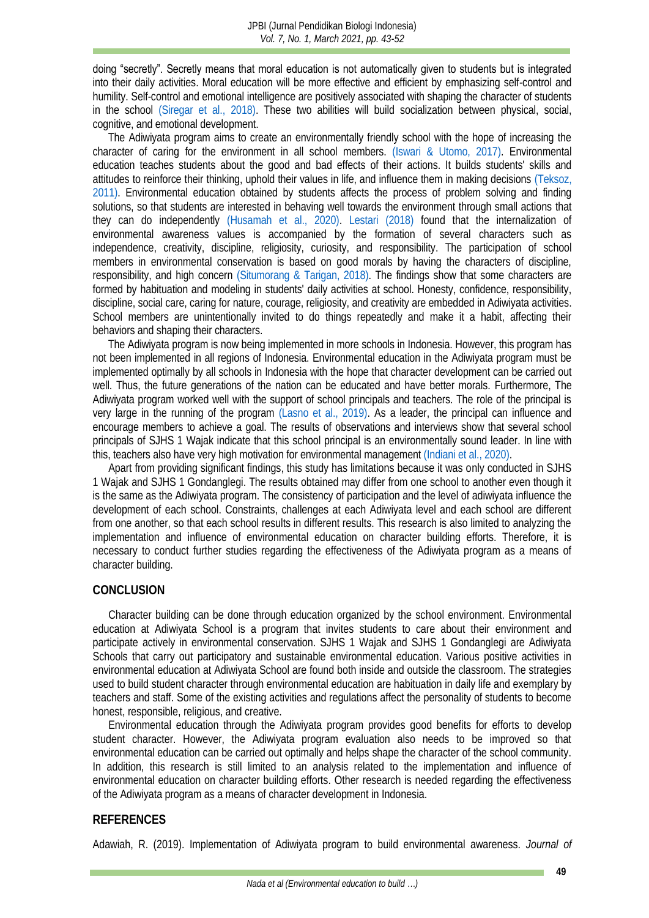doing "secretly". Secretly means that moral education is not automatically given to students but is integrated into their daily activities. Moral education will be more effective and efficient by emphasizing self-control and humility. Self-control and emotional intelligence are positively associated with shaping the character of students in the school (Siregar et al., 2018). These two abilities will build socialization between physical, social, cognitive, and emotional development.

The Adiwiyata program aims to create an environmentally friendly school with the hope of increasing the character of caring for the environment in all school members. (Iswari & Utomo, 2017). Environmental education teaches students about the good and bad effects of their actions. It builds students' skills and attitudes to reinforce their thinking, uphold their values in life, and influence them in making decisions (Teksoz, 2011). Environmental education obtained by students affects the process of problem solving and finding solutions, so that students are interested in behaving well towards the environment through small actions that they can do independently (Husamah et al., 2020). Lestari (2018) found that the internalization of environmental awareness values is accompanied by the formation of several characters such as independence, creativity, discipline, religiosity, curiosity, and responsibility. The participation of school members in environmental conservation is based on good morals by having the characters of discipline, responsibility, and high concern (Situmorang & Tarigan, 2018). The findings show that some characters are formed by habituation and modeling in students' daily activities at school. Honesty, confidence, responsibility, discipline, social care, caring for nature, courage, religiosity, and creativity are embedded in Adiwiyata activities. School members are unintentionally invited to do things repeatedly and make it a habit, affecting their behaviors and shaping their characters.

The Adiwiyata program is now being implemented in more schools in Indonesia. However, this program has not been implemented in all regions of Indonesia. Environmental education in the Adiwiyata program must be implemented optimally by all schools in Indonesia with the hope that character development can be carried out well. Thus, the future generations of the nation can be educated and have better morals. Furthermore, The Adiwiyata program worked well with the support of school principals and teachers. The role of the principal is very large in the running of the program (Lasno et al., 2019). As a leader, the principal can influence and encourage members to achieve a goal. The results of observations and interviews show that several school principals of SJHS 1 Wajak indicate that this school principal is an environmentally sound leader. In line with this, teachers also have very high motivation for environmental management (Indiani et al., 2020).

Apart from providing significant findings, this study has limitations because it was only conducted in SJHS 1 Wajak and SJHS 1 Gondanglegi. The results obtained may differ from one school to another even though it is the same as the Adiwiyata program. The consistency of participation and the level of adiwiyata influence the development of each school. Constraints, challenges at each Adiwiyata level and each school are different from one another, so that each school results in different results. This research is also limited to analyzing the implementation and influence of environmental education on character building efforts. Therefore, it is necessary to conduct further studies regarding the effectiveness of the Adiwiyata program as a means of character building.

## CONCLUSION

Character building can be done through education organized by the school environment. Environmental education at Adiwiyata School is a program that invites students to care about their environment and participate actively in environmental conservation. SJHS 1 Wajak and SJHS 1 Gondanglegi are Adiwiyata Schools that carry out participatory and sustainable environmental education. Various positive activities in environmental education at Adiwiyata School are found both inside and outside the classroom. The strategies used to build student character through environmental education are habituation in daily life and exemplary by teachers and staff. Some of the existing activities and regulations affect the personality of students to become honest, responsible, religious, and creative.

Environmental education through the Adiwiyata program provides good benefits for efforts to develop student character. However, the Adiwiyata program evaluation also needs to be improved so that environmental education can be carried out optimally and helps shape the character of the school community. In addition, this research is still limited to an analysis related to the implementation and influence of environmental education on character building efforts. Other research is needed regarding the effectiveness of the Adiwiyata program as a means of character development in Indonesia.

## REFERENCES

Adawiah, R. (2019). Implementation of Adiwiyata program to build environmental awareness. *Journal of*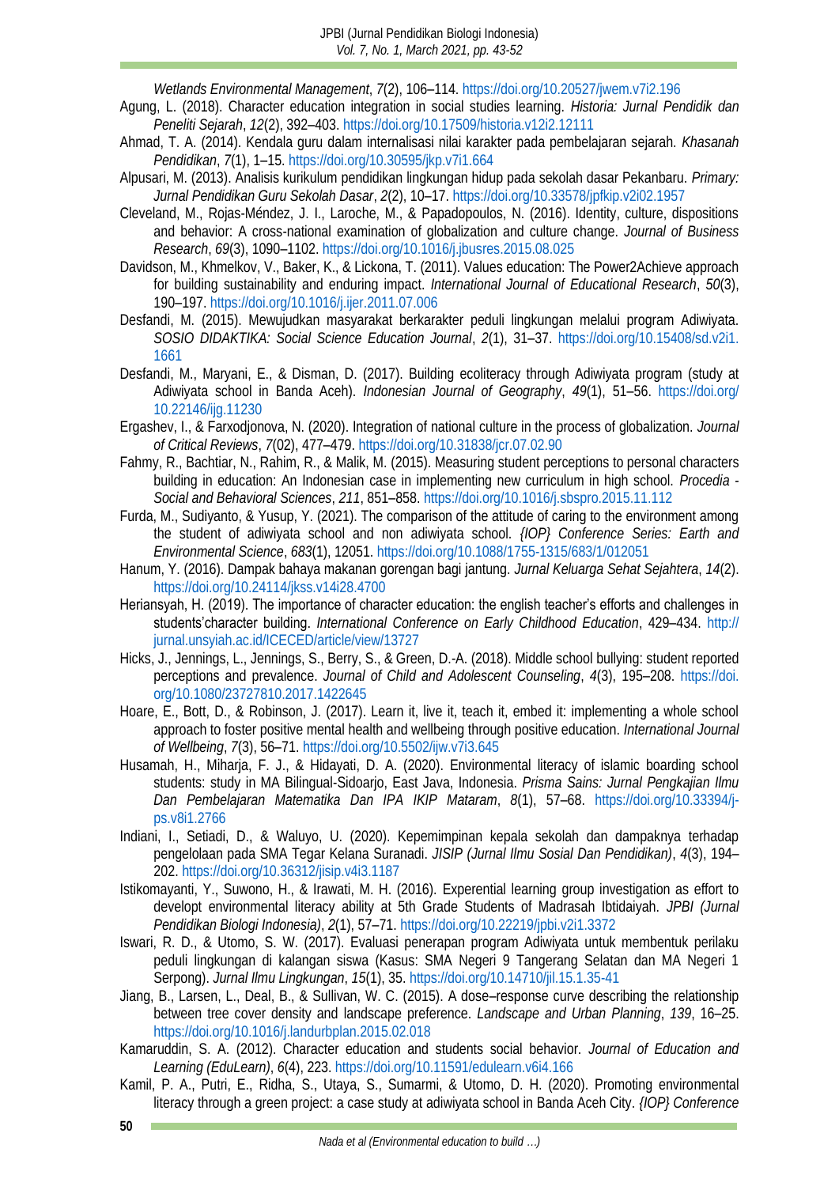*Wetlands Environmental Management*, *7*(2), 106–114. https://doi.org/10.20527/jwem.v7i2.196

Agung, L. (2018). Character education integration in social studies learning. *Historia: Jurnal Pendidik dan Peneliti Sejarah*, *12*(2), 392–403. https://doi.org/10.17509/historia.v12i2.12111

Ahmad, T. A. (2014). Kendala guru dalam internalisasi nilai karakter pada pembelajaran sejarah. *Khasanah Pendidikan*, *7*(1), 1–15. https://doi.org/10.30595/jkp.v7i1.664

Alpusari, M. (2013). Analisis kurikulum pendidikan lingkungan hidup pada sekolah dasar Pekanbaru. *Primary: Jurnal Pendidikan Guru Sekolah Dasar*, *2*(2), 10–17. https://doi.org/10.33578/jpfkip.v2i02.1957

Cleveland, M., Rojas-Méndez, J. I., Laroche, M., & Papadopoulos, N. (2016). Identity, culture, dispositions and behavior: A cross-national examination of globalization and culture change. *Journal of Business Research*, *69*(3), 1090–1102. https://doi.org/10.1016/j.jbusres.2015.08.025

Davidson, M., Khmelkov, V., Baker, K., & Lickona, T. (2011). Values education: The Power2Achieve approach for building sustainability and enduring impact. *International Journal of Educational Research*, *50*(3), 190–197. https://doi.org/10.1016/j.ijer.2011.07.006

Desfandi, M. (2015). Mewujudkan masyarakat berkarakter peduli lingkungan melalui program Adiwiyata. *SOSIO DIDAKTIKA: Social Science Education Journal*, *2*(1), 31–37. https://doi.org/10.15408/sd.v2i1.1661

Desfandi, M., Maryani, E., & Disman, D. (2017). Building ecoliteracy through Adiwiyata program (study at Adiwiyata school in Banda Aceh). *Indonesian Journal of Geography*, *49*(1), 51–56. https://doi.org/10.22146/ijg.11230

Ergashev, I., & Farxodjonova, N. (2020). Integration of national culture in the process of globalization. *Journal of Critical Reviews*, *7*(02), 477–479. https://doi.org/10.31838/jcr.07.02.90

Fahmy, R., Bachtiar, N., Rahim, R., & Malik, M. (2015). Measuring student perceptions to personal characters building in education: An Indonesian case in implementing new curriculum in high school. *Procedia - Social and Behavioral Sciences*, *211*, 851–858. https://doi.org/10.1016/j.sbspro.2015.11.112

Furda, M., Sudiyanto, & Yusup, Y. (2021). The comparison of the attitude of caring to the environment among the student of adiwiyata school and non adiwiyata school. *{IOP} Conference Series: Earth and Environmental Science*, *683*(1), 12051. https://doi.org/10.1088/1755-1315/683/1/012051

Hanum, Y. (2016). Dampak bahaya makanan gorengan bagi jantung. *Jurnal Keluarga Sehat Sejahtera*, *14*(2). https://doi.org/10.24114/jkss.v14i28.4700

Heriansyah, H. (2019). The importance of character education: the english teacher's efforts and challenges in students'character building. *International Conference on Early Childhood Education*, 429–434. http://jurnal.unsyiah.ac.id/ICECED/article/view/13727

Hicks, J., Jennings, L., Jennings, S., Berry, S., & Green, D.-A. (2018). Middle school bullying: student reported perceptions and prevalence. *Journal of Child and Adolescent Counseling*, *4*(3), 195–208. https://doi.org/10.1080/23727810.2017.1422645

Hoare, E., Bott, D., & Robinson, J. (2017). Learn it, live it, teach it, embed it: implementing a whole school approach to foster positive mental health and wellbeing through positive education. *International Journal of Wellbeing*, *7*(3), 56–71. https://doi.org/10.5502/ijw.v7i3.645

Husamah, H., Miharja, F. J., & Hidayati, D. A. (2020). Environmental literacy of islamic boarding school students: study in MA Bilingual-Sidoarjo, East Java, Indonesia. *Prisma Sains: Jurnal Pengkajian Ilmu Dan Pembelajaran Matematika Dan IPA IKIP Mataram*, *8*(1), 57–68. https://doi.org/10.33394/j-ps.v8i1.2766

Indiani, I., Setiadi, D., & Waluyo, U. (2020). Kepemimpinan kepala sekolah dan dampaknya terhadap pengelolaan pada SMA Tegar Kelana Suranadi. *JISIP (Jurnal Ilmu Sosial Dan Pendidikan)*, *4*(3), 194–202. https://doi.org/10.36312/jisip.v4i3.1187

Istikomayanti, Y., Suwono, H., & Irawati, M. H. (2016). Experiential learning group investigation as effort to developt environmental literacy ability at 5th Grade Students of Madrasah Ibtidaiyah. *JPBI (Jurnal Pendidikan Biologi Indonesia)*, *2*(1), 57–71. https://doi.org/10.22219/jpbi.v2i1.3372

Iswari, R. D., & Utomo, S. W. (2017). Evaluasi penerapan program Adiwiyata untuk membentuk perilaku peduli lingkungan di kalangan siswa (Kasus: SMA Negeri 9 Tangerang Selatan dan MA Negeri 1 Serpong). *Jurnal Ilmu Lingkungan*, *15*(1), 35. https://doi.org/10.14710/jil.15.1.35-41

Jiang, B., Larsen, L., Deal, B., & Sullivan, W. C. (2015). A dose–response curve describing the relationship between tree cover density and landscape preference. *Landscape and Urban Planning*, *139*, 16–25. https://doi.org/10.1016/j.landurbplan.2015.02.018

Kamaruddin, S. A. (2012). Character education and students social behavior. *Journal of Education and Learning (EduLearn)*, *6*(4), 223. https://doi.org/10.11591/edulearn.v6i4.166

Kamil, P. A., Putri, E., Ridha, S., Utaya, S., Sumarmi, & Utomo, D. H. (2020). Promoting environmental literacy through a green project: a case study at adiwiyata school in Banda Aceh City. *{IOP} Conference*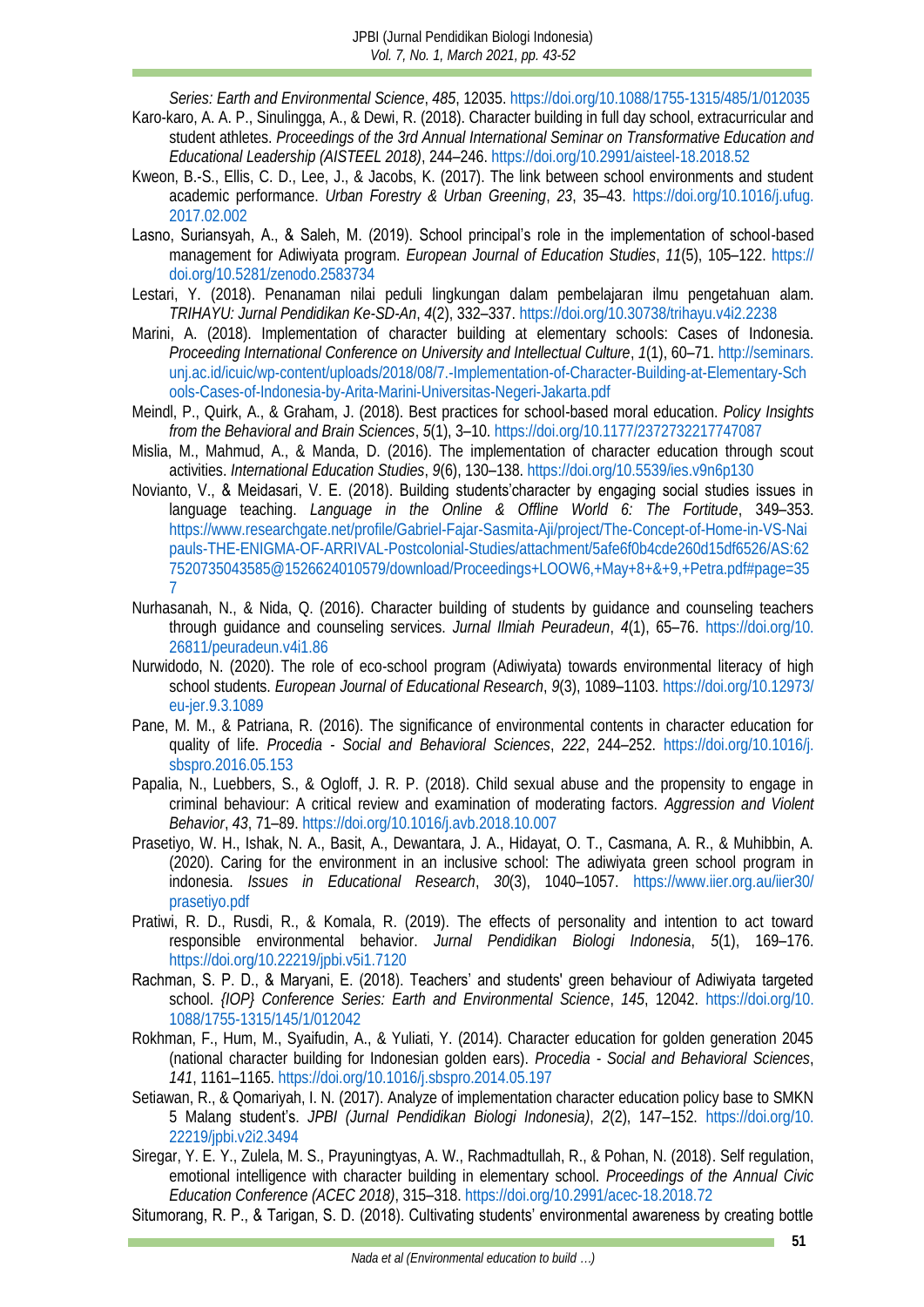*Series: Earth and Environmental Science*, *485*, 12035. https://doi.org/10.1088/1755-1315/485/1/012035

Karo-karo, A. A. P., Sinulingga, A., & Dewi, R. (2018). Character building in full day school, extracurricular and student athletes. *Proceedings of the 3rd Annual International Seminar on Transformative Education and Educational Leadership (AISTEEL 2018)*, 244–246. https://doi.org/10.2991/aisteel-18.2018.52

Kweon, B.-S., Ellis, C. D., Lee, J., & Jacobs, K. (2017). The link between school environments and student academic performance. *Urban Forestry & Urban Greening*, *23*, 35–43. https://doi.org/10.1016/j.ufug.2017.02.002

Lasno, Suriansyah, A., & Saleh, M. (2019). School principal's role in the implementation of school-based management for Adiwiyata program. *European Journal of Education Studies*, *11*(5), 105–122. https://doi.org/10.5281/zenodo.2583734

Lestari, Y. (2018). Penanaman nilai peduli lingkungan dalam pembelajaran ilmu pengetahuan alam. *TRIHAYU: Jurnal Pendidikan Ke-SD-An*, *4*(2), 332–337. https://doi.org/10.30738/trihayu.v4i2.2238

Marini, A. (2018). Implementation of character building at elementary schools: Cases of Indonesia. *Proceeding International Conference on University and Intellectual Culture*, *1*(1), 60–71. http://seminars.unj.ac.id/icuic/wp-content/uploads/2018/08/7.-Implementation-of-Character-Building-at-Elementary-Schools-Cases-of-Indonesia-by-Arita-Marini-Universitas-Negeri-Jakarta.pdf

Meindl, P., Quirk, A., & Graham, J. (2018). Best practices for school-based moral education. *Policy Insights from the Behavioral and Brain Sciences*, *5*(1), 3–10. https://doi.org/10.1177/2372732217747087

Mislia, M., Mahmud, A., & Manda, D. (2016). The implementation of character education through scout activities. *International Education Studies*, *9*(6), 130–138. https://doi.org/10.5539/ies.v9n6p130

Novianto, V., & Meidasari, V. E. (2018). Building students'character by engaging social studies issues in language teaching. *Language in the Online & Offline World 6: The Fortitude*, 349–353. https://www.researchgate.net/profile/Gabriel-Fajar-Sasmita-Aji/project/The-Concept-of-Home-in-VS-Naipauls-THE-ENIGMA-OF-ARRIVAL-Postcolonial-Studies/attachment/5afe6f0b4cde260d15df6526/AS:627520735043585@1526624010579/download/Proceedings+LOOW6,+May+8+&+9,+Petra.pdf#page=357

Nurhasanah, N., & Nida, Q. (2016). Character building of students by guidance and counseling teachers through guidance and counseling services. *Jurnal Ilmiah Peuradeun*, *4*(1), 65–76. https://doi.org/10.26811/peuradeun.v4i1.86

Nurwidodo, N. (2020). The role of eco-school program (Adiwiyata) towards environmental literacy of high school students. *European Journal of Educational Research*, *9*(3), 1089–1103. https://doi.org/10.12973/eu-jer.9.3.1089

Pane, M. M., & Patriana, R. (2016). The significance of environmental contents in character education for quality of life. *Procedia - Social and Behavioral Sciences*, *222*, 244–252. https://doi.org/10.1016/j.sbspro.2016.05.153

Papalia, N., Luebbers, S., & Ogloff, J. R. P. (2018). Child sexual abuse and the propensity to engage in criminal behaviour: A critical review and examination of moderating factors. *Aggression and Violent Behavior*, *43*, 71–89. https://doi.org/10.1016/j.avb.2018.10.007

Prasetiyo, W. H., Ishak, N. A., Basit, A., Dewantara, J. A., Hidayat, O. T., Casmana, A. R., & Muhibbin, A. (2020). Caring for the environment in an inclusive school: The adiwiyata green school program in indonesia. *Issues in Educational Research*, *30*(3), 1040–1057. https://www.iier.org.au/iier30/prasetiyo.pdf

Pratiwi, R. D., Rusdi, R., & Komala, R. (2019). The effects of personality and intention to act toward responsible environmental behavior. *Jurnal Pendidikan Biologi Indonesia*, *5*(1), 169–176. https://doi.org/10.22219/jpbi.v5i1.7120

Rachman, S. P. D., & Maryani, E. (2018). Teachers' and students' green behaviour of Adiwiyata targeted school. *{IOP} Conference Series: Earth and Environmental Science*, *145*, 12042. https://doi.org/10.1088/1755-1315/145/1/012042

Rokhman, F., Hum, M., Syaifudin, A., & Yuliati, Y. (2014). Character education for golden generation 2045 (national character building for Indonesian golden ears). *Procedia - Social and Behavioral Sciences*, *141*, 1161–1165. https://doi.org/10.1016/j.sbspro.2014.05.197

Setiawan, R., & Qomariyah, I. N. (2017). Analyze of implementation character education policy base to SMKN 5 Malang student's. *JPBI (Jurnal Pendidikan Biologi Indonesia)*, *2*(2), 147–152. https://doi.org/10.22219/jpbi.v2i2.3494

Siregar, Y. E. Y., Zulela, M. S., Prayuningtyas, A. W., Rachmadtullah, R., & Pohan, N. (2018). Self regulation, emotional intelligence with character building in elementary school. *Proceedings of the Annual Civic Education Conference (ACEC 2018)*, 315–318. https://doi.org/10.2991/acec-18.2018.72

Situmorang, R. P., & Tarigan, S. D. (2018). Cultivating students' environmental awareness by creating bottle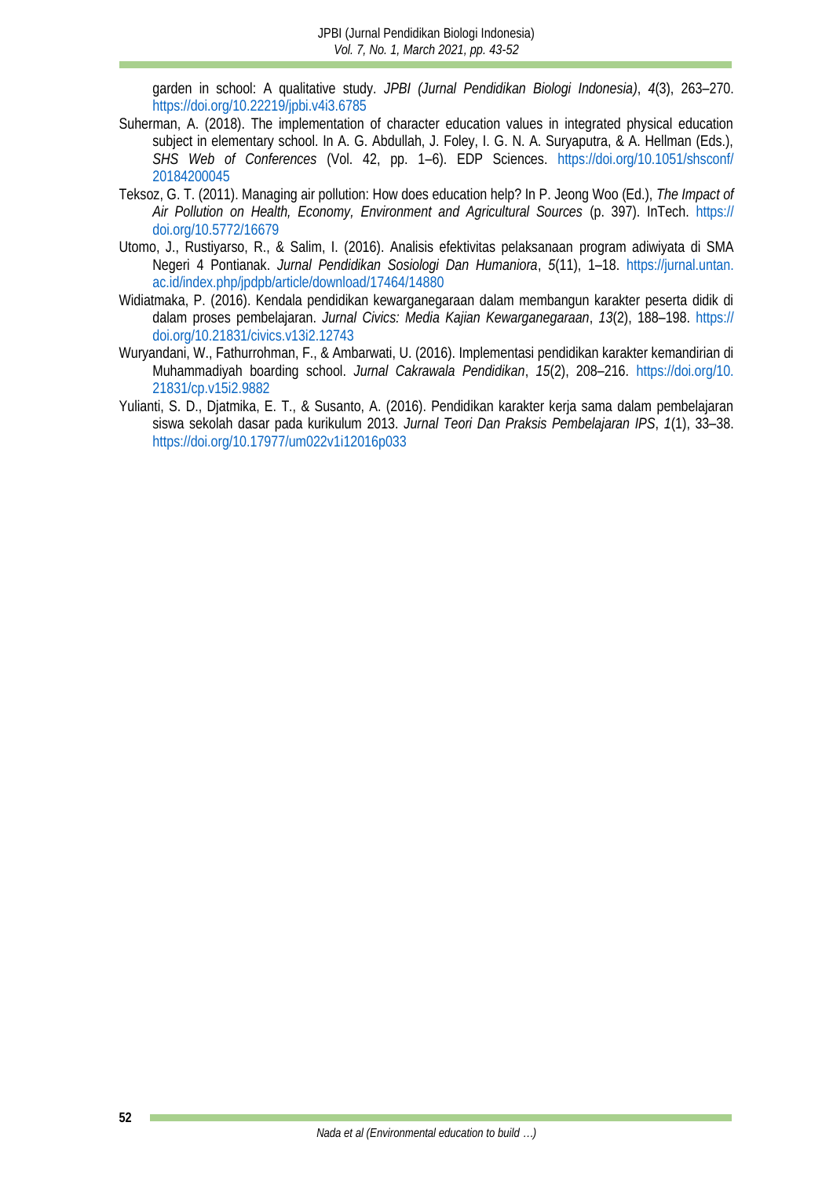garden in school: A qualitative study. *JPBI (Jurnal Pendidikan Biologi Indonesia)*, *4*(3), 263–270. https://doi.org/10.22219/jpbi.v4i3.6785

Suherman, A. (2018). The implementation of character education values in integrated physical education subject in elementary school. In A. G. Abdullah, J. Foley, I. G. N. A. Suryaputra, & A. Hellman (Eds.), *SHS Web of Conferences* (Vol. 42, pp. 1–6). EDP Sciences. https://doi.org/10.1051/shsconf/20184200045

Teksoz, G. T. (2011). Managing air pollution: How does education help? In P. Jeong Woo (Ed.), *The Impact of Air Pollution on Health, Economy, Environment and Agricultural Sources* (p. 397). InTech. https://doi.org/10.5772/16679

Utomo, J., Rustiyarso, R., & Salim, I. (2016). Analisis efektivitas pelaksanaan program adiwiyata di SMA Negeri 4 Pontianak. *Jurnal Pendidikan Sosiologi Dan Humaniora*, *5*(11), 1–18. https://jurnal.untan.ac.id/index.php/jpdpb/article/download/17464/14880

Widiatmaka, P. (2016). Kendala pendidikan kewarganegaraan dalam membangun karakter peserta didik di dalam proses pembelajaran. *Jurnal Civics: Media Kajian Kewarganegaraan*, *13*(2), 188–198. https://doi.org/10.21831/civics.v13i2.12743

Wuryandani, W., Fathurrohman, F., & Ambarwati, U. (2016). Implementasi pendidikan karakter kemandirian di Muhammadiyah boarding school. *Jurnal Cakrawala Pendidikan*, *15*(2), 208–216. https://doi.org/10.21831/cp.v15i2.9882

Yulianti, S. D., Djatmika, E. T., & Susanto, A. (2016). Pendidikan karakter kerja sama dalam pembelajaran siswa sekolah dasar pada kurikulum 2013. *Jurnal Teori Dan Praksis Pembelajaran IPS*, *1*(1), 33–38. https://doi.org/10.17977/um022v1i12016p033